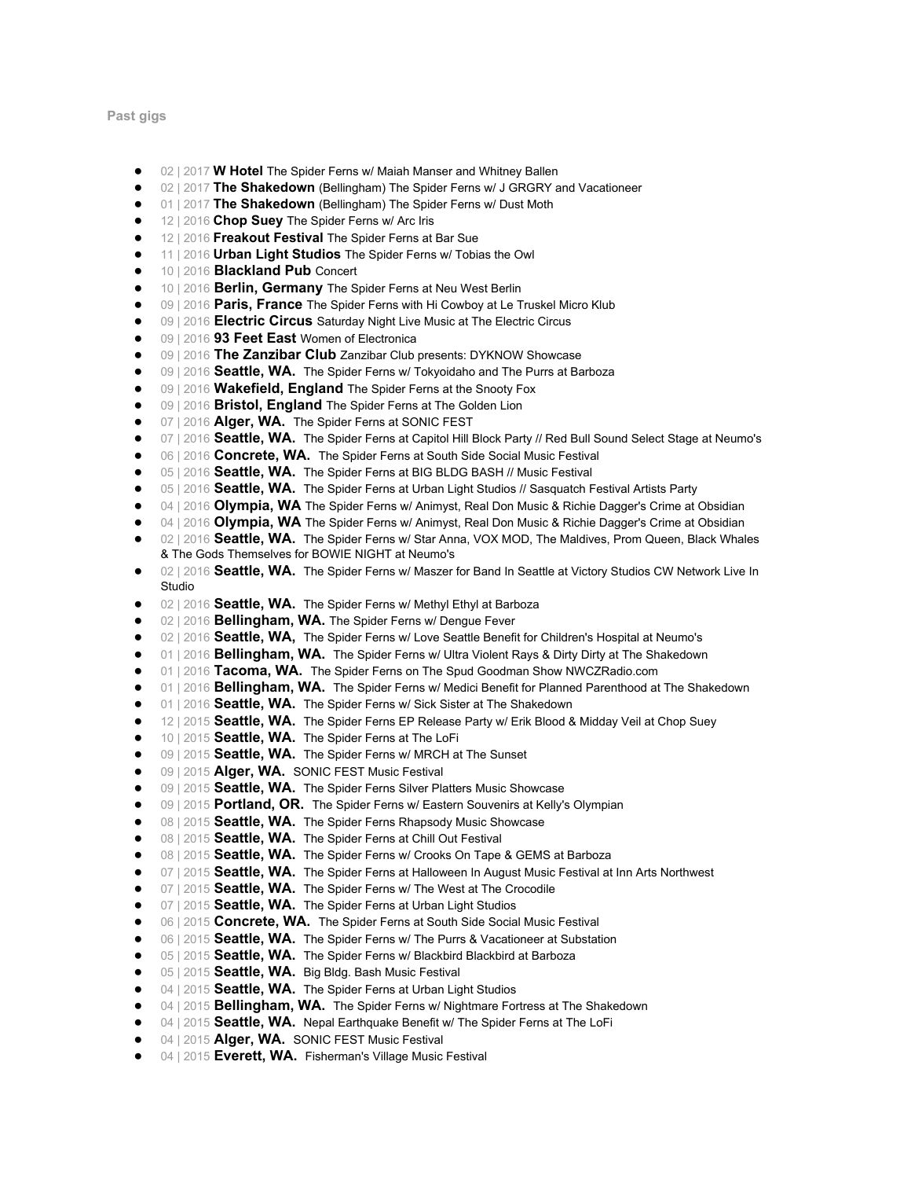Past gigs

- 02 | 2017 **W Hotel** The Spider Ferns w/ Maiah Manser and Whitney Ballen
- 02 | 2017 **The Shakedown** (Bellingham) The Spider Ferns w/ J GRGRY and Vacationeer
- 01 | 2017 **The Shakedown** (Bellingham) The Spider Ferns w/ Dust Moth
- 12 | 2016 **Chop Suey** The Spider Ferns w/ Arc Iris
- 12 | 2016 **Freakout Festival** The Spider Ferns at Bar Sue
- 11 | 2016 **Urban Light Studios** The Spider Ferns w/ Tobias the Owl
- 10 | 2016 **Blackland Pub** Concert
- 10 | 2016 **Berlin, Germany** The Spider Ferns at Neu West Berlin
- 09 | 2016 **Paris, France** The Spider Ferns with Hi Cowboy at Le Truskel Micro Klub
- 09 | 2016 **Electric Circus** Saturday Night Live Music at The Electric Circus
- 09 | 2016 **93 Feet East** Women of Electronica
- 09 | 2016 **The Zanzibar Club** Zanzibar Club presents: DYKNOW Showcase
- 09 | 2016 **Seattle, WA.** The Spider Ferns w/ Tokyoidaho and The Purrs at Barboza
- 09 | 2016 **Wakefield, England** The Spider Ferns at the Snooty Fox
- 09 | 2016 **Bristol, England** The Spider Ferns at The Golden Lion
- 07 | 2016 **Alger, WA.** The Spider Ferns at SONIC FEST
- 07 | 2016 **Seattle, WA.** The Spider Ferns at Capitol Hill Block Party // Red Bull Sound Select Stage at Neumo's
- 06 | 2016 **Concrete, WA.** The Spider Ferns at South Side Social Music Festival
- 05 | 2016 **Seattle, WA.** The Spider Ferns at BIG BLDG BASH // Music Festival
- 05 | 2016 **Seattle, WA.** The Spider Ferns at Urban Light Studios // Sasquatch Festival Artists Party
- 04 | 2016 **Olympia, WA** The Spider Ferns w/ Animyst, Real Don Music & Richie Dagger's Crime at Obsidian
- 04 | 2016 **Olympia, WA** The Spider Ferns w/ Animyst, Real Don Music & Richie Dagger's Crime at Obsidian
- 02 | 2016 **Seattle, WA.** The Spider Ferns w/ Star Anna, VOX MOD, The Maldives, Prom Queen, Black Whales & The Gods Themselves for BOWIE NIGHT at Neumo's
- 02 | 2016 **Seattle, WA.** The Spider Ferns w/ Maszer for Band In Seattle at Victory Studios CW Network Live In Studio
- 02 | 2016 **Seattle, WA.** The Spider Ferns w/ Methyl Ethyl at Barboza
- 02 | 2016 **Bellingham, WA.** The Spider Ferns w/ Dengue Fever
- 02 | 2016 **Seattle, WA,** The Spider Ferns w/ Love Seattle Benefit for Children's Hospital at Neumo's
- 01 | 2016 **Bellingham, WA.** The Spider Ferns w/ Ultra Violent Rays & Dirty Dirty at The Shakedown
- 01 | 2016 **Tacoma, WA.** The Spider Ferns on The Spud Goodman Show NWCZRadio.com
- 01 | 2016 **Bellingham, WA.** The Spider Ferns w/ Medici Benefit for Planned Parenthood at The Shakedown
- 01 | 2016 **Seattle, WA.** The Spider Ferns w/ Sick Sister at The Shakedown
- 12 | 2015 **Seattle, WA.** The Spider Ferns EP Release Party w/ Erik Blood & Midday Veil at Chop Suey
- 10 | 2015 **Seattle, WA.** The Spider Ferns at The LoFi
- 09 | 2015 **Seattle, WA.** The Spider Ferns w/ MRCH at The Sunset
- 09 | 2015 **Alger, WA.** SONIC FEST Music Festival
- 09 | 2015 **Seattle, WA.** The Spider Ferns Silver Platters Music Showcase
- 09 | 2015 **Portland, OR.** The Spider Ferns w/ Eastern Souvenirs at Kelly's Olympian
- 08 | 2015 **Seattle, WA.** The Spider Ferns Rhapsody Music Showcase
- 08 | 2015 **Seattle, WA.** The Spider Ferns at Chill Out Festival
- 08 | 2015 **Seattle, WA.** The Spider Ferns w/ Crooks On Tape & GEMS at Barboza
- 07 | 2015 **Seattle, WA.** The Spider Ferns at Halloween In August Music Festival at Inn Arts Northwest
- 07 | 2015 **Seattle, WA.** The Spider Ferns w/ The West at The Crocodile
- 07 | 2015 **Seattle, WA.** The Spider Ferns at Urban Light Studios
- 06 | 2015 **Concrete, WA.** The Spider Ferns at South Side Social Music Festival
- 06 | 2015 **Seattle, WA.** The Spider Ferns w/ The Purrs & Vacationeer at Substation
- 05 | 2015 **Seattle, WA.** The Spider Ferns w/ Blackbird Blackbird at Barboza
- 05 | 2015 **Seattle, WA.** Big Bldg. Bash Music Festival
- 04 | 2015 **Seattle, WA.** The Spider Ferns at Urban Light Studios
- 04 | 2015 **Bellingham, WA.** The Spider Ferns w/ Nightmare Fortress at The Shakedown
- 04 | 2015 **Seattle, WA.** Nepal Earthquake Benefit w/ The Spider Ferns at The LoFi
- 04 | 2015 **Alger, WA.** SONIC FEST Music Festival
- 04 | 2015 **Everett, WA.** Fisherman's Village Music Festival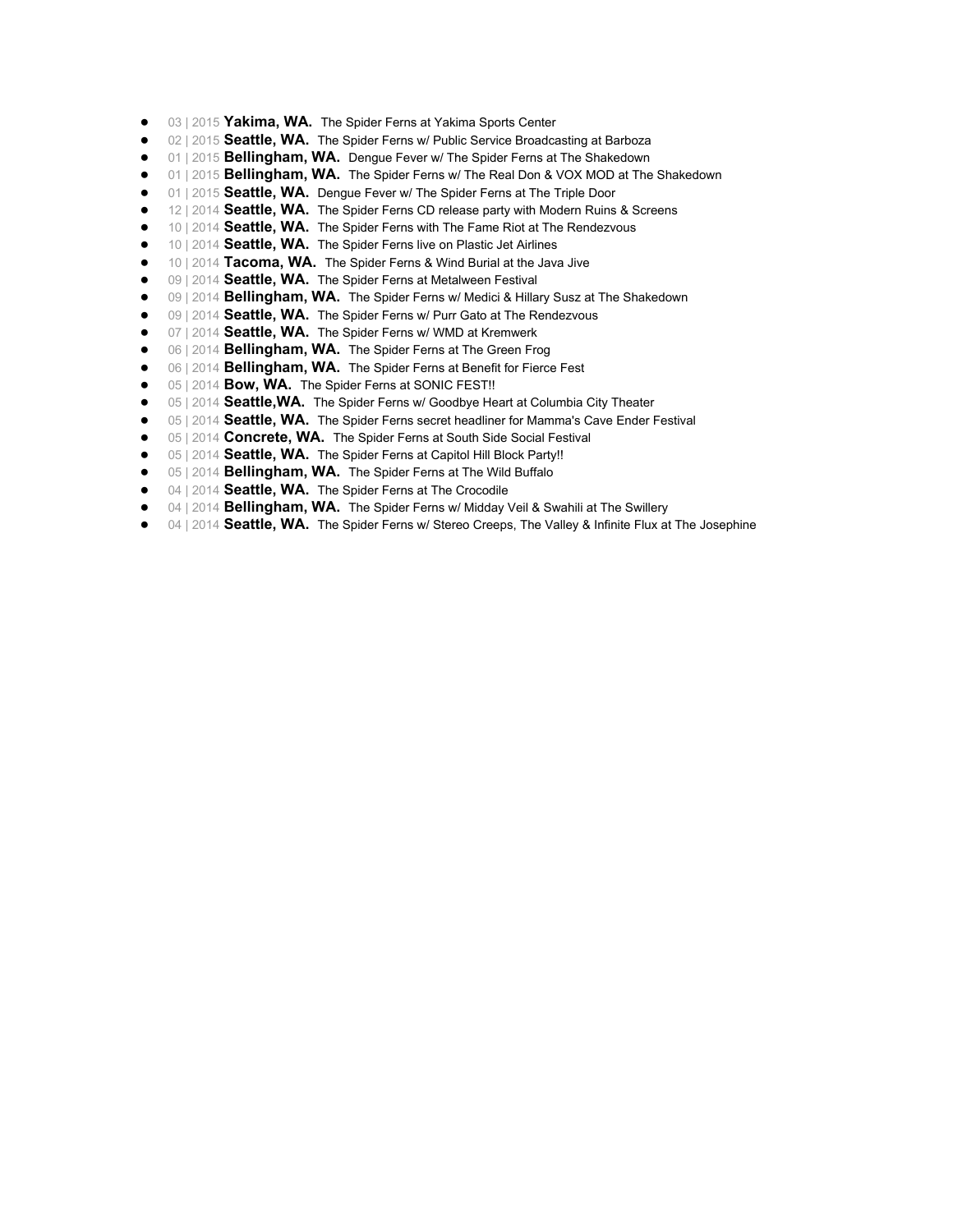- 03 | 2015 **Yakima, WA.** The Spider Ferns at Yakima Sports Center
- 02 | 2015 **Seattle, WA.** The Spider Ferns w/ Public Service Broadcasting at Barboza
- 01 | 2015 **Bellingham, WA.** Dengue Fever w/ The Spider Ferns at The Shakedown
- 01 | 2015 **Bellingham, WA.** The Spider Ferns w/ The Real Don & VOX MOD at The Shakedown
- 01 | 2015 **Seattle, WA.** Dengue Fever w/ The Spider Ferns at The Triple Door
- 12 | 2014 **Seattle, WA.** The Spider Ferns CD release party with Modern Ruins & Screens
- 10 | 2014 **Seattle, WA.** The Spider Ferns with The Fame Riot at The Rendezvous
- 10 | 2014 **Seattle, WA.** The Spider Ferns live on Plastic Jet Airlines
- 10 | 2014 **Tacoma, WA.** The Spider Ferns & Wind Burial at the Java Jive
- 09 | 2014 **Seattle, WA.** The Spider Ferns at Metalween Festival
- 09 | 2014 **Bellingham, WA.** The Spider Ferns w/ Medici & Hillary Susz at The Shakedown
- 09 | 2014 **Seattle, WA.** The Spider Ferns w/ Purr Gato at The Rendezvous
- 07 | 2014 **Seattle, WA.** The Spider Ferns w/ WMD at Kremwerk
- 06 | 2014 **Bellingham, WA.** The Spider Ferns at The Green Frog
- 06 | 2014 **Bellingham, WA.** The Spider Ferns at Benefit for Fierce Fest
- 05 | 2014 **Bow, WA.** The Spider Ferns at SONIC FEST!!
- 05 | 2014 **Seattle,WA.** The Spider Ferns w/ Goodbye Heart at Columbia City Theater
- 05 | 2014 **Seattle, WA.** The Spider Ferns secret headliner for Mamma's Cave Ender Festival
- 05 | 2014 **Concrete, WA.** The Spider Ferns at South Side Social Festival
- 05 | 2014 **Seattle, WA.** The Spider Ferns at Capitol Hill Block Party!!
- 05 | 2014 **Bellingham, WA.** The Spider Ferns at The Wild Buffalo
- 04 | 2014 **Seattle, WA.** The Spider Ferns at The Crocodile
- 04 | 2014 **Bellingham, WA.** The Spider Ferns w/ Midday Veil & Swahili at The Swillery
- 04 | 2014 **Seattle, WA.** The Spider Ferns w/ Stereo Creeps, The Valley & Infinite Flux at The Josephine